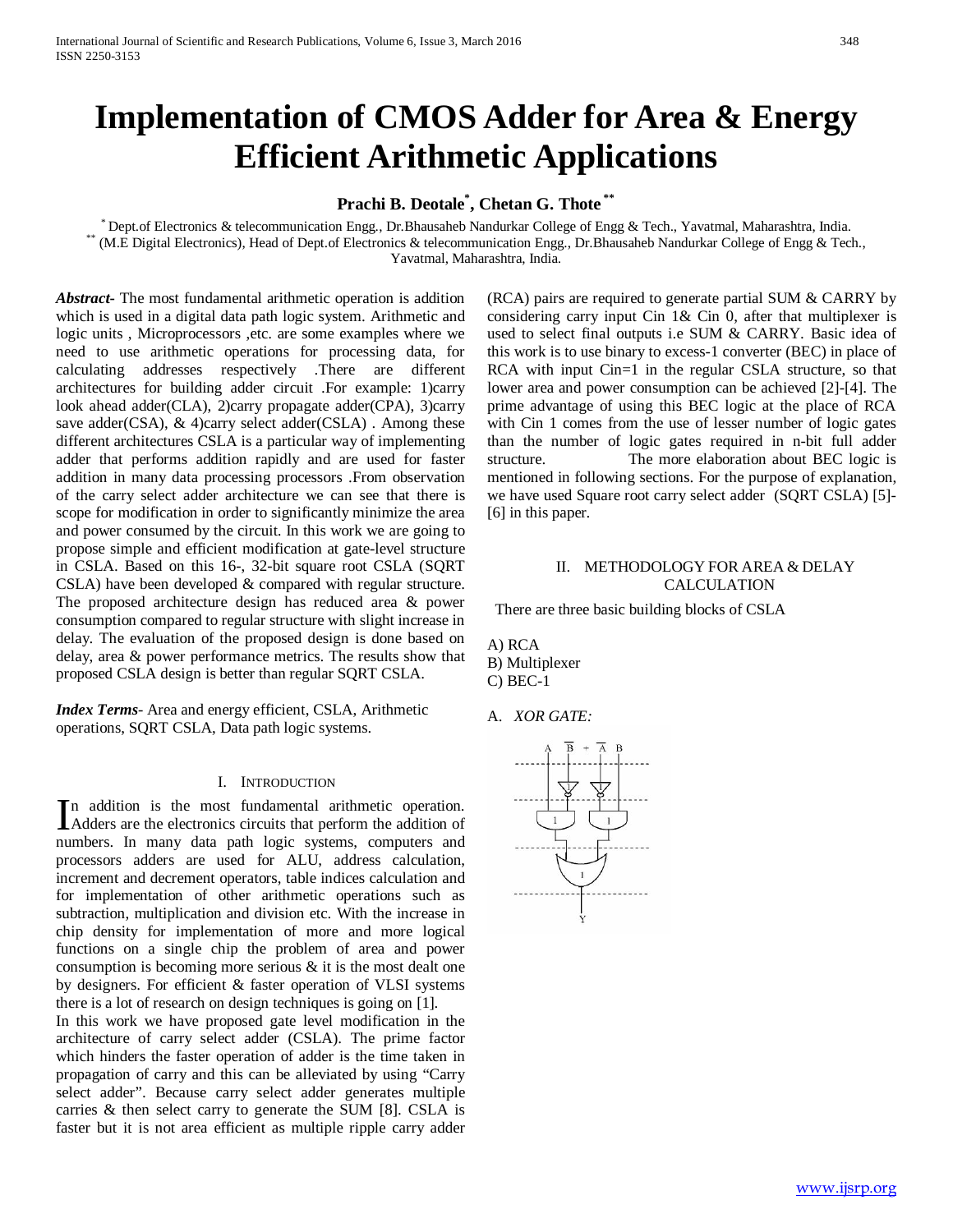# Implementation of CMOS Adder for Area & Energy Efficient Arithmetic Applications

**Prachi B. Deotale*, Chetan G. Thote****

* Dept.of Electronics & telecommunication Engg., Dr.Bhausaheb Nandurkar College of Engg & Tech., Yavatmal, Maharashtra, India.
** (M.E Digital Electronics), Head of Dept.of Electronics & telecommunication Engg., Dr.Bhausaheb Nandurkar College of Engg & Tech., Yavatmal, Maharashtra, India.

***Abstract*-** The most fundamental arithmetic operation is addition which is used in a digital data path logic system. Arithmetic and logic units , Microprocessors ,etc. are some examples where we need to use arithmetic operations for processing data, for calculating addresses respectively .There are different architectures for building adder circuit .For example: 1)carry look ahead adder(CLA), 2)carry propagate adder(CPA), 3)carry save adder(CSA), & 4)carry select adder(CSLA) . Among these different architectures CSLA is a particular way of implementing adder that performs addition rapidly and are used for faster addition in many data processing processors .From observation of the carry select adder architecture we can see that there is scope for modification in order to significantly minimize the area and power consumed by the circuit. In this work we are going to propose simple and efficient modification at gate-level structure in CSLA. Based on this 16-, 32-bit square root CSLA (SQRT CSLA) have been developed & compared with regular structure. The proposed architecture design has reduced area & power consumption compared to regular structure with slight increase in delay. The evaluation of the proposed design is done based on delay, area & power performance metrics. The results show that proposed CSLA design is better than regular SQRT CSLA.

***Index Terms*-** Area and energy efficient, CSLA, Arithmetic operations, SQRT CSLA, Data path logic systems.

## I. Introduction

In addition is the most fundamental arithmetic operation. Adders are the electronics circuits that perform the addition of numbers. In many data path logic systems, computers and processors adders are used for ALU, address calculation, increment and decrement operators, table indices calculation and for implementation of other arithmetic operations such as subtraction, multiplication and division etc. With the increase in chip density for implementation of more and more logical functions on a single chip the problem of area and power consumption is becoming more serious & it is the most dealt one by designers. For efficient & faster operation of VLSI systems there is a lot of research on design techniques is going on [1].

In this work we have proposed gate level modification in the architecture of carry select adder (CSLA). The prime factor which hinders the faster operation of adder is the time taken in propagation of carry and this can be alleviated by using "Carry select adder". Because carry select adder generates multiple carries & then select carry to generate the SUM [8]. CSLA is faster but it is not area efficient as multiple ripple carry adder (RCA) pairs are required to generate partial SUM & CARRY by considering carry input Cin 1& Cin 0, after that multiplexer is used to select final outputs i.e SUM & CARRY. Basic idea of this work is to use binary to excess-1 converter (BEC) in place of RCA with input Cin=1 in the regular CSLA structure, so that lower area and power consumption can be achieved [2]-[4]. The prime advantage of using this BEC logic at the place of RCA with Cin 1 comes from the use of lesser number of logic gates than the number of logic gates required in n-bit full adder structure. The more elaboration about BEC logic is mentioned in following sections. For the purpose of explanation, we have used Square root carry select adder (SQRT CSLA) [5]-[6] in this paper.

## II. Methodology for Area & Delay Calculation

There are three basic building blocks of CSLA

A) RCA
B) Multiplexer
C) BEC-1

### A. *XOR GATE:*

$A\overline{B} + \overline{A}B$

Y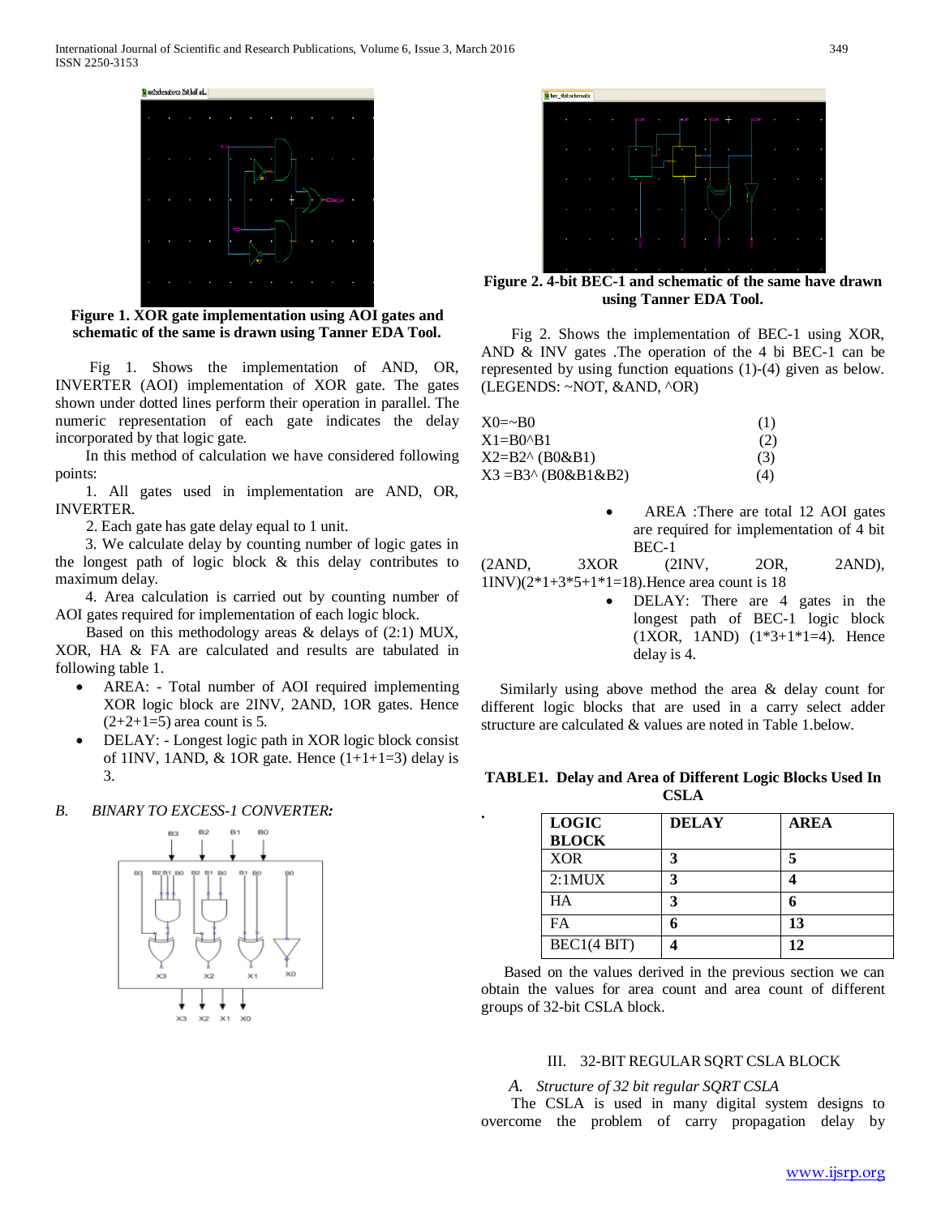**Figure 1. XOR gate implementation using AOI gates and schematic of the same is drawn using Tanner EDA Tool.**

Fig 1. Shows the implementation of AND, OR, INVERTER (AOI) implementation of XOR gate. The gates shown under dotted lines perform their operation in parallel. The numeric representation of each gate indicates the delay incorporated by that logic gate.

In this method of calculation we have considered following points:

1. All gates used in implementation are AND, OR, INVERTER.
2. Each gate has gate delay equal to 1 unit.
3. We calculate delay by counting number of logic gates in the longest path of logic block & this delay contributes to maximum delay.
4. Area calculation is carried out by counting number of AOI gates required for implementation of each logic block.

Based on this methodology areas & delays of (2:1) MUX, XOR, HA & FA are calculated and results are tabulated in following table 1.

- AREA: - Total number of AOI required implementing XOR logic block are 2INV, 2AND, 1OR gates. Hence (2+2+1=5) area count is 5.
- DELAY: - Longest logic path in XOR logic block consist of 1INV, 1AND, & 1OR gate. Hence (1+1+1=3) delay is 3.

### *B. BINARY TO EXCESS-1 CONVERTER:*

**Figure 2. 4-bit BEC-1 and schematic of the same have drawn using Tanner EDA Tool.**

Fig 2. Shows the implementation of BEC-1 using XOR, AND & INV gates .The operation of the 4 bi BEC-1 can be represented by using function equations (1)-(4) given as below. (LEGENDS: ~NOT, &AND, ^OR)

$$X0 = {\sim}B0 \quad (1)$$

$$X1 = B0 \wedge B1 \quad (2)$$

$$X2 = B2 \wedge (B0 \& B1) \quad (3)$$

$$X3 = B3 \wedge (B0 \& B1 \& B2) \quad (4)$$

- AREA :There are total 12 AOI gates are required for implementation of 4 bit BEC-1 (2AND, 3XOR (2INV, 2OR, 2AND), 1INV)(2*1+3*5+1*1=18).Hence area count is 18
- DELAY: There are 4 gates in the longest path of BEC-1 logic block (1XOR, 1AND) (1*3+1*1=4). Hence delay is 4.

Similarly using above method the area & delay count for different logic blocks that are used in a carry select adder structure are calculated & values are noted in Table 1.below.

**TABLE1. Delay and Area of Different Logic Blocks Used In CSLA**

| LOGIC BLOCK | DELAY | AREA |
|---|---|---|
| XOR | 3 | 5 |
| 2:1MUX | 3 | 4 |
| HA | 3 | 6 |
| FA | 6 | 13 |
| BEC1(4 BIT) | 4 | 12 |

Based on the values derived in the previous section we can obtain the values for area count and area count of different groups of 32-bit CSLA block.

## III. 32-BIT REGULAR SQRT CSLA BLOCK

### *A. Structure of 32 bit regular SQRT CSLA*

The CSLA is used in many digital system designs to overcome the problem of carry propagation delay by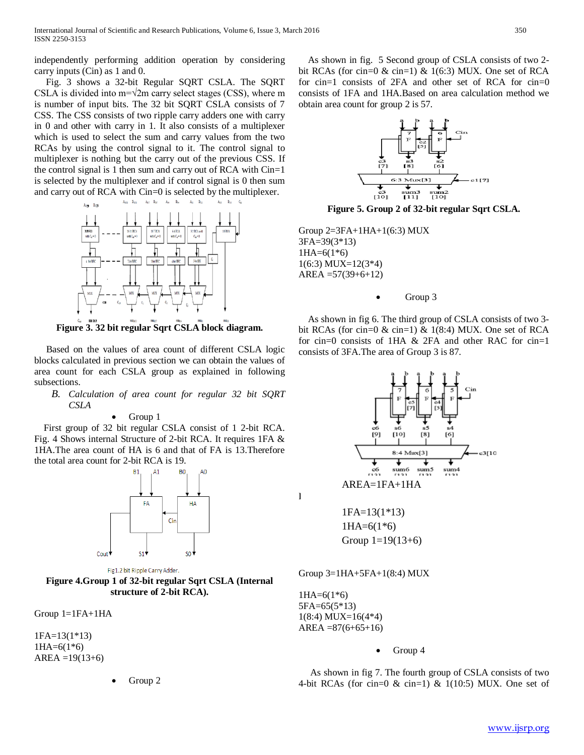independently performing addition operation by considering carry inputs (Cin) as 1 and 0.

Fig. 3 shows a 32-bit Regular SQRT CSLA. The SQRT CSLA is divided into m=√2m carry select stages (CSS), where m is number of input bits. The 32 bit SQRT CSLA consists of 7 CSS. The CSS consists of two ripple carry adders one with carry in 0 and other with carry in 1. It also consists of a multiplexer which is used to select the sum and carry values from the two RCAs by using the control signal to it. The control signal to multiplexer is nothing but the carry out of the previous CSS. If the control signal is 1 then sum and carry out of RCA with Cin=1 is selected by the multiplexer and if control signal is 0 then sum and carry out of RCA with Cin=0 is selected by the multiplexer.

**Figure 3. 32 bit regular Sqrt CSLA block diagram.**

Based on the values of area count of different CSLA logic blocks calculated in previous section we can obtain the values of area count for each CSLA group as explained in following subsections.

### *B. Calculation of area count for regular 32 bit SQRT CSLA*

- Group 1

First group of 32 bit regular CSLA consist of 1 2-bit RCA. Fig. 4 Shows internal Structure of 2-bit RCA. It requires 1FA & 1HA.The area count of HA is 6 and that of FA is 13.Therefore the total area count for 2-bit RCA is 19.

Fig1.2 bit Ripple Carry Adder.

**Figure 4.Group 1 of 32-bit regular Sqrt CSLA (Internal structure of 2-bit RCA).**

Group 1=1FA+1HA

1FA=13(1*13)
1HA=6(1*6)
AREA =19(13+6)

- Group 2

As shown in fig. 5 Second group of CSLA consists of two 2-bit RCAs (for cin=0 & cin=1) & 1(6:3) MUX. One set of RCA for cin=1 consists of 2FA and other set of RCA for cin=0 consists of 1FA and 1HA.Based on area calculation method we obtain area count for group 2 is 57.

**Figure 5. Group 2 of 32-bit regular Sqrt CSLA.**

Group 2=3FA+1HA+1(6:3) MUX
3FA=39(3*13)
1HA=6(1*6)
1(6:3) MUX=12(3*4)
AREA =57(39+6+12)

- Group 3

As shown in fig 6. The third group of CSLA consists of two 3-bit RCAs (for cin=0 & cin=1) & 1(8:4) MUX. One set of RCA for cin=0 consists of 1HA & 2FA and other RAC for cin=1 consists of 3FA.The area of Group 3 is 87.

AREA=1FA+1HA

1FA=13(1*13)
1HA=6(1*6)
Group 1=19(13+6)

Group 3=1HA+5FA+1(8:4) MUX

1HA=6(1*6)
5FA=65(5*13)
1(8:4) MUX=16(4*4)
AREA =87(6+65+16)

- Group 4

As shown in fig 7. The fourth group of CSLA consists of two 4-bit RCAs (for cin=0 & cin=1) & 1(10:5) MUX. One set of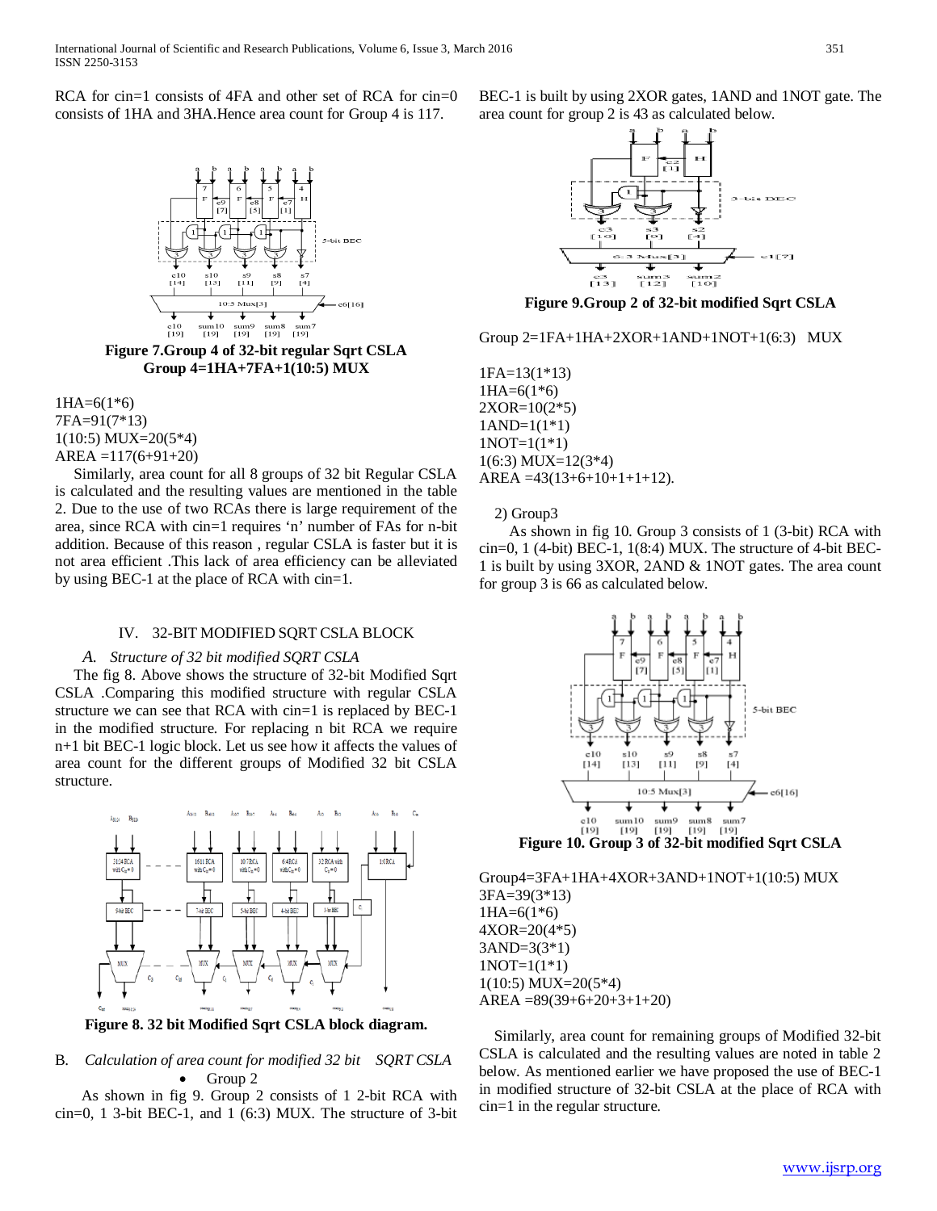RCA for cin=1 consists of 4FA and other set of RCA for cin=0 consists of 1HA and 3HA.Hence area count for Group 4 is 117.

**Figure 7.Group 4 of 32-bit regular Sqrt CSLA**
**Group 4=1HA+7FA+1(10:5) MUX**

1HA=6(1*6)
7FA=91(7*13)
1(10:5) MUX=20(5*4)
AREA =117(6+91+20)

Similarly, area count for all 8 groups of 32 bit Regular CSLA is calculated and the resulting values are mentioned in the table 2. Due to the use of two RCAs there is large requirement of the area, since RCA with cin=1 requires 'n' number of FAs for n-bit addition. Because of this reason , regular CSLA is faster but it is not area efficient .This lack of area efficiency can be alleviated by using BEC-1 at the place of RCA with cin=1.

## IV. 32-BIT MODIFIED SQRT CSLA BLOCK

### *A. Structure of 32 bit modified SQRT CSLA*

The fig 8. Above shows the structure of 32-bit Modified Sqrt CSLA .Comparing this modified structure with regular CSLA structure we can see that RCA with cin=1 is replaced by BEC-1 in the modified structure. For replacing n bit RCA we require n+1 bit BEC-1 logic block. Let us see how it affects the values of area count for the different groups of Modified 32 bit CSLA structure.

**Figure 8. 32 bit Modified Sqrt CSLA block diagram.**

### B. *Calculation of area count for modified 32 bit SQRT CSLA*

- Group 2

As shown in fig 9. Group 2 consists of 1 2-bit RCA with cin=0, 1 3-bit BEC-1, and 1 (6:3) MUX. The structure of 3-bit BEC-1 is built by using 2XOR gates, 1AND and 1NOT gate. The area count for group 2 is 43 as calculated below.

**Figure 9.Group 2 of 32-bit modified Sqrt CSLA**

Group 2=1FA+1HA+2XOR+1AND+1NOT+1(6:3) MUX

1FA=13(1*13)
1HA=6(1*6)
2XOR=10(2*5)
1AND=1(1*1)
1NOT=1(1*1)
1(6:3) MUX=12(3*4)
AREA =43(13+6+10+1+1+12).

2) Group3

As shown in fig 10. Group 3 consists of 1 (3-bit) RCA with cin=0, 1 (4-bit) BEC-1, 1(8:4) MUX. The structure of 4-bit BEC-1 is built by using 3XOR, 2AND & 1NOT gates. The area count for group 3 is 66 as calculated below.

**Figure 10. Group 3 of 32-bit modified Sqrt CSLA**

Group4=3FA+1HA+4XOR+3AND+1NOT+1(10:5) MUX
3FA=39(3*13)
1HA=6(1*6)
4XOR=20(4*5)
3AND=3(3*1)
1NOT=1(1*1)
1(10:5) MUX=20(5*4)
AREA =89(39+6+20+3+1+20)

Similarly, area count for remaining groups of Modified 32-bit CSLA is calculated and the resulting values are noted in table 2 below. As mentioned earlier we have proposed the use of BEC-1 in modified structure of 32-bit CSLA at the place of RCA with cin=1 in the regular structure.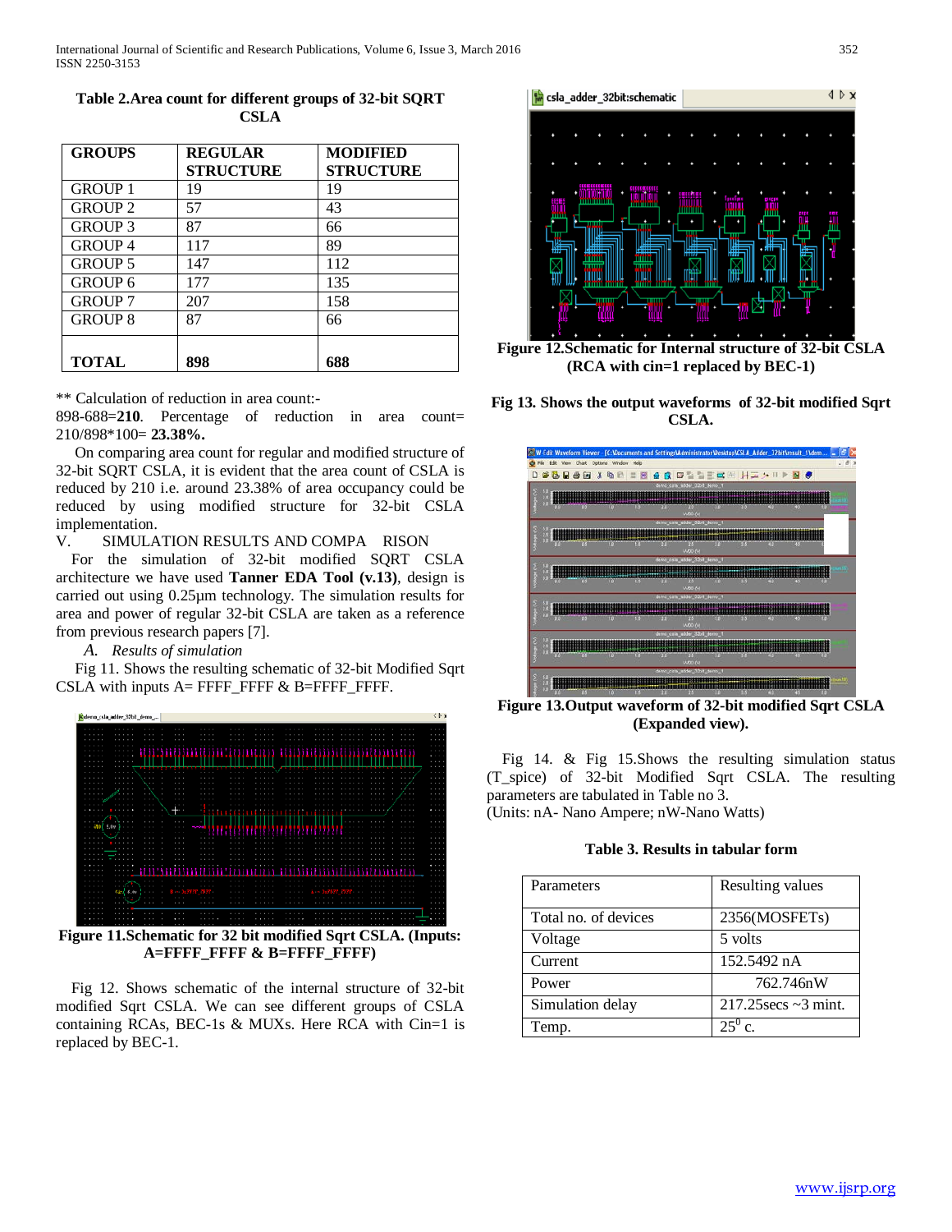**Table 2.Area count for different groups of 32-bit SQRT CSLA**

| GROUPS | REGULAR STRUCTURE | MODIFIED STRUCTURE |
|---|---|---|
| GROUP 1 | 19 | 19 |
| GROUP 2 | 57 | 43 |
| GROUP 3 | 87 | 66 |
| GROUP 4 | 117 | 89 |
| GROUP 5 | 147 | 112 |
| GROUP 6 | 177 | 135 |
| GROUP 7 | 207 | 158 |
| GROUP 8 | 87 | 66 |
| **TOTAL** | **898** | **688** |

** Calculation of reduction in area count:-
898-688=**210**. Percentage of reduction in area count= 210/898*100= **23.38%.**

On comparing area count for regular and modified structure of 32-bit SQRT CSLA, it is evident that the area count of CSLA is reduced by 210 i.e. around 23.38% of area occupancy could be reduced by using modified structure for 32-bit CSLA implementation.

V. SIMULATION RESULTS AND COMPARISON

For the simulation of 32-bit modified SQRT CSLA architecture we have used **Tanner EDA Tool (v.13)**, design is carried out using 0.25µm technology. The simulation results for area and power of regular 32-bit CSLA are taken as a reference from previous research papers [7].

*A. Results of simulation*

Fig 11. Shows the resulting schematic of 32-bit Modified Sqrt CSLA with inputs A= FFFF_FFFF & B=FFFF_FFFF.

**Figure 11.Schematic for 32 bit modified Sqrt CSLA. (Inputs: A=FFFF_FFFF & B=FFFF_FFFF)**

Fig 12. Shows schematic of the internal structure of 32-bit modified Sqrt CSLA. We can see different groups of CSLA containing RCAs, BEC-1s & MUXs. Here RCA with Cin=1 is replaced by BEC-1.

**Figure 12.Schematic for Internal structure of 32-bit CSLA (RCA with cin=1 replaced by BEC-1)**

**Fig 13. Shows the output waveforms of 32-bit modified Sqrt CSLA.**

**Figure 13.Output waveform of 32-bit modified Sqrt CSLA (Expanded view).**

Fig 14. & Fig 15.Shows the resulting simulation status (T_spice) of 32-bit Modified Sqrt CSLA. The resulting parameters are tabulated in Table no 3.
(Units: nA- Nano Ampere; nW-Nano Watts)

**Table 3. Results in tabular form**

| Parameters | Resulting values |
|---|---|
| Total no. of devices | 2356(MOSFETs) |
| Voltage | 5 volts |
| Current | 152.5492 nA |
| Power | 762.746nW |
| Simulation delay | 217.25secs ~3 mint. |
| Temp. | $25^0$ c. |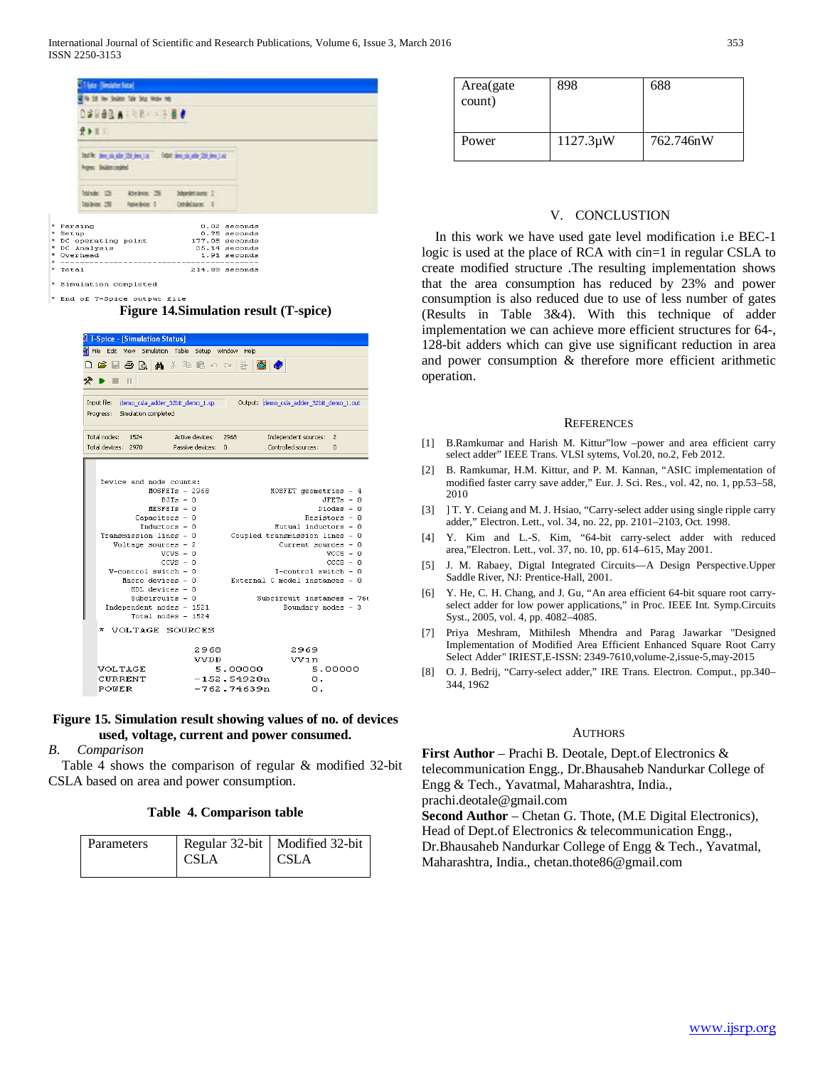**Figure 14.Simulation result (T-spice)**

**Figure 15. Simulation result showing values of no. of devices used, voltage, current and power consumed.**

### *B. Comparison*

Table 4 shows the comparison of regular & modified 32-bit CSLA based on area and power consumption.

**Table 4. Comparison table**

| Parameters | Regular 32-bit CSLA | Modified 32-bit CSLA |
|---|---|---|
| Area(gate count) | 898 | 688 |
| Power | 1127.3µW | 762.746nW |

## V. CONCLUSION

In this work we have used gate level modification i.e BEC-1 logic is used at the place of RCA with cin=1 in regular CSLA to create modified structure .The resulting implementation shows that the area consumption has reduced by 23% and power consumption is also reduced due to use of less number of gates (Results in Table 3&4). With this technique of adder implementation we can achieve more efficient structures for 64-, 128-bit adders which can give use significant reduction in area and power consumption & therefore more efficient arithmetic operation.

## REFERENCES

[1] B.Ramkumar and Harish M. Kittur"low –power and area efficient carry select adder" IEEE Trans. VLSI sytems, Vol.20, no.2, Feb 2012.

[2] B. Ramkumar, H.M. Kittur, and P. M. Kannan, "ASIC implementation of modified faster carry save adder," Eur. J. Sci. Res., vol. 42, no. 1, pp.53–58, 2010

[3] ] T. Y. Ceiang and M. J. Hsiao, "Carry-select adder using single ripple carry adder," Electron. Lett., vol. 34, no. 22, pp. 2101–2103, Oct. 1998.

[4] Y. Kim and L.-S. Kim, "64-bit carry-select adder with reduced area,"Electron. Lett., vol. 37, no. 10, pp. 614–615, May 2001.

[5] J. M. Rabaey, Digtal Integrated Circuits—A Design Perspective.Upper Saddle River, NJ: Prentice-Hall, 2001.

[6] Y. He, C. H. Chang, and J. Gu, "An area efficient 64-bit square root carry-select adder for low power applications," in Proc. IEEE Int. Symp.Circuits Syst., 2005, vol. 4, pp. 4082–4085.

[7] Priya Meshram, Mithilesh Mhendra and Parag Jawarkar "Designed Implementation of Modified Area Efficient Enhanced Square Root Carry Select Adder" IRIEST,E-ISSN: 2349-7610,volume-2,issue-5,may-2015

[8] O. J. Bedrij, "Carry-select adder," IRE Trans. Electron. Comput., pp.340–344, 1962

## AUTHORS

**First Author** – Prachi B. Deotale, Dept.of Electronics & telecommunication Engg., Dr.Bhausaheb Nandurkar College of Engg & Tech., Yavatmal, Maharashtra, India., prachi.deotale@gmail.com

**Second Author** – Chetan G. Thote, (M.E Digital Electronics), Head of Dept.of Electronics & telecommunication Engg., Dr.Bhausaheb Nandurkar College of Engg & Tech., Yavatmal, Maharashtra, India., chetan.thote86@gmail.com